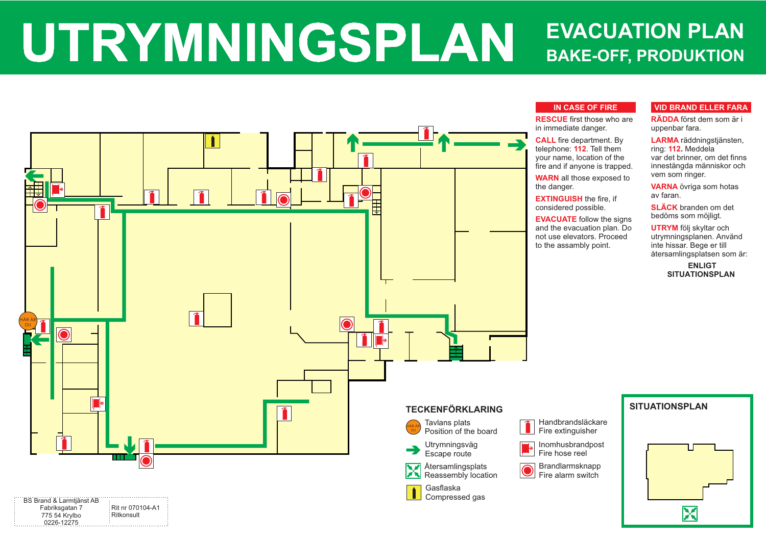# UTRYMNINGSPLAN

## EVACUATION PLAN
## BAKE-OFF, PRODUKTION

HÄR ÄR DU

### IN CASE OF FIRE

**RESCUE** first those who are in immediate danger.

**CALL** fire department. By telephone: **112**. Tell them your name, location of the fire and if anyone is trapped.

**WARN** all those exposed to the danger.

**EXTINGUISH** the fire, if considered possible.

**EVACUATE** follow the signs and the evacuation plan. Do not use elevators. Proceed to the assambly point.

### VID BRAND ELLER FARA

**RÄDDA** först dem som är i uppenbar fara.

**LARMA** räddningstjänsten, ring: **112.** Meddela var det brinner, om det finns innestängda människor och vem som ringer.

**VARNA** övriga som hotas av faran.

**SLÄCK** branden om det bedöms som möjligt.

**UTRYM** följ skyltar och utrymningsplanen. Använd inte hissar. Bege er till återsamlingsplatsen som är:

**ENLIGT SITUATIONSPLAN**

### TECKENFÖRKLARING

- Tavlans plats / Position of the board
- Utrymningsväg / Escape route
- Återsamlingsplats / Reassembly location
- Gasflaska / Compressed gas
- Handbrandsläckare / Fire extinguisher
- Inomhusbrandpost / Fire hose reel
- Brandlarmsknapp / Fire alarm switch

### SITUATIONSPLAN

BS Brand & Larmtjänst AB
Fabriksgatan 7
775 54 Krylbo
0226-12275

Rit nr 070104-A1
Ritkonsult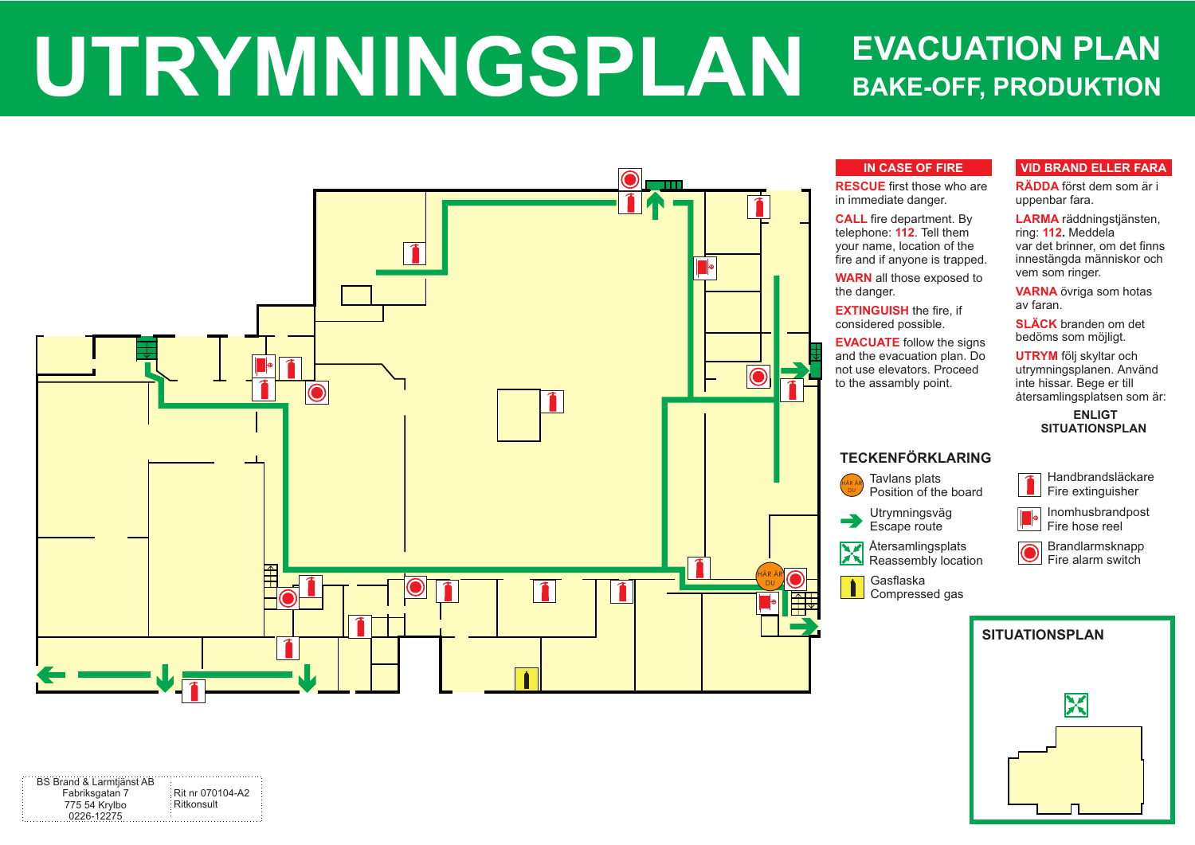# UTRYMNINGSPLAN

## EVACUATION PLAN
## BAKE-OFF, PRODUKTION

### IN CASE OF FIRE

**RESCUE** first those who are in immediate danger.

**CALL** fire department. By telephone: **112**. Tell them your name, location of the fire and if anyone is trapped.

**WARN** all those exposed to the danger.

**EXTINGUISH** the fire, if considered possible.

**EVACUATE** follow the signs and the evacuation plan. Do not use elevators. Proceed to the assambly point.

### VID BRAND ELLER FARA

**RÄDDA** först dem som är i uppenbar fara.

**LARMA** räddningstjänsten, ring: **112.** Meddela var det brinner, om det finns innestängda människor och vem som ringer.

**VARNA** övriga som hotas av faran.

**SLÄCK** branden om det bedöms som möjligt.

**UTRYM** följ skyltar och utrymningsplanen. Använd inte hissar. Bege er till återsamlingsplatsen som är:

**ENLIGT SITUATIONSPLAN**

### TECKENFÖRKLARING

- Tavlans plats / Position of the board (HÄR ÄR DU)
- Utrymningsväg / Escape route
- Återsamlingsplats / Reassembly location
- Gasflaska / Compressed gas
- Handbrandsläckare / Fire extinguisher
- Inomhusbrandpost / Fire hose reel
- Brandlarmsknapp / Fire alarm switch

### SITUATIONSPLAN

BS Brand & Larmtjänst AB
Fabriksgatan 7
775 54 Krylbo
0226-12275

Rit nr 070104-A2
Ritkonsult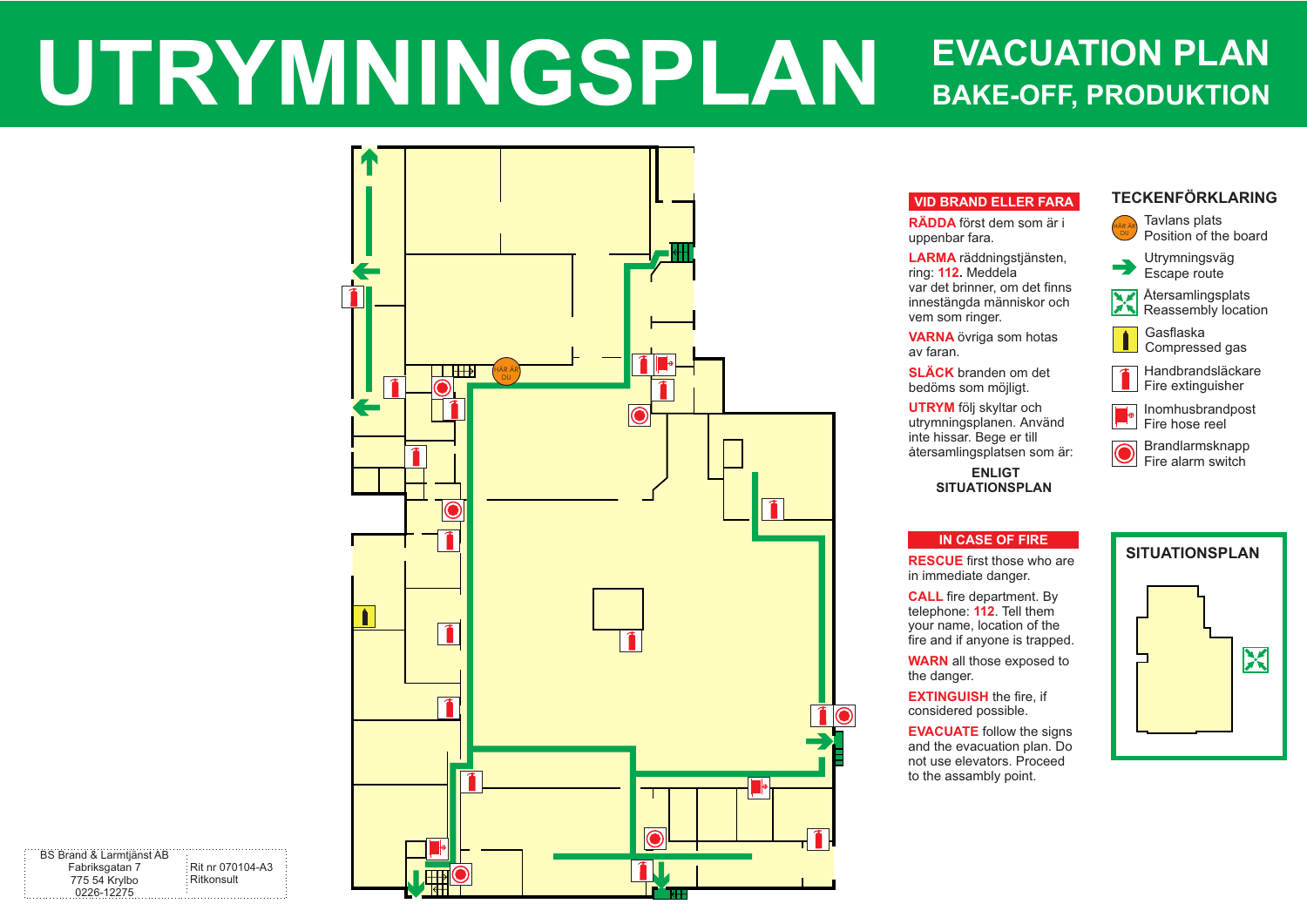# UTRYMNINGSPLAN

## EVACUATION PLAN
## BAKE-OFF, PRODUKTION

HÄR ÄR DU

### VID BRAND ELLER FARA

**RÄDDA** först dem som är i uppenbar fara.

**LARMA** räddningstjänsten, ring: **112**. Meddela var det brinner, om det finns innestängda människor och vem som ringer.

**VARNA** övriga som hotas av faran.

**SLÄCK** branden om det bedöms som möjligt.

**UTRYM** följ skyltar och utrymningsplanen. Använd inte hissar. Bege er till återsamlingsplatsen som är:

**ENLIGT SITUATIONSPLAN**

### IN CASE OF FIRE

**RESCUE** first those who are in immediate danger.

**CALL** fire department. By telephone: **112**. Tell them your name, location of the fire and if anyone is trapped.

**WARN** all those exposed to the danger.

**EXTINGUISH** the fire, if considered possible.

**EVACUATE** follow the signs and the evacuation plan. Do not use elevators. Proceed to the assambly point.

### TECKENFÖRKLARING

- Tavlans plats / Position of the board
- Utrymningsväg / Escape route
- Återsamlingsplats / Reassembly location
- Gasflaska / Compressed gas
- Handbrandsläckare / Fire extinguisher
- Inomhusbrandpost / Fire hose reel
- Brandlarmsknapp / Fire alarm switch

### SITUATIONSPLAN

| | |
|---|---|
| BS Brand & Larmtjänst AB<br>Fabriksgatan 7<br>775 54 Krylbo<br>0226-12275 | Rit nr 070104-A3<br>Ritkonsult |